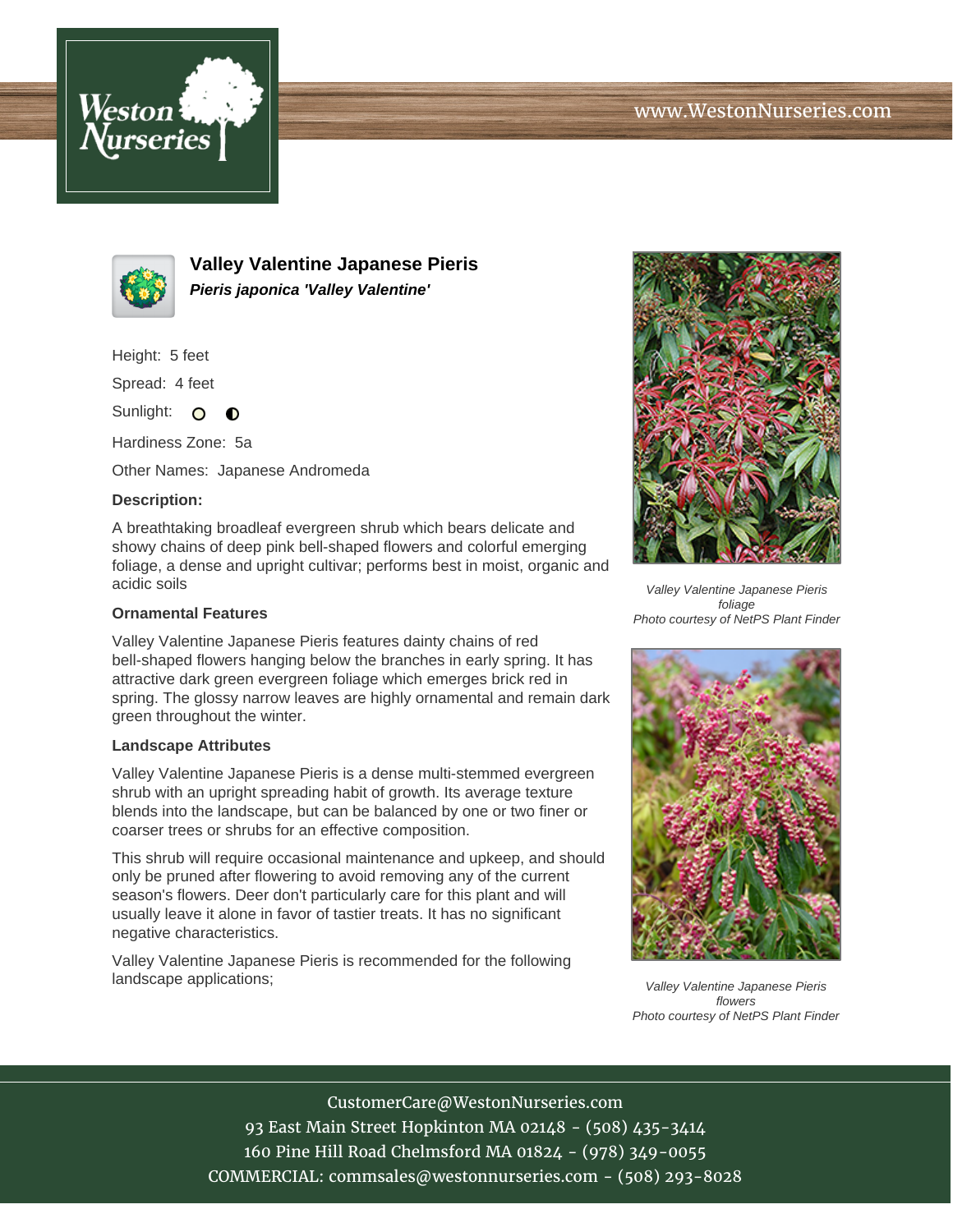www.WestonNurseries.com

# Valley Valentine Japanese Pieris

***Pieris japonica 'Valley Valentine'***

Height: 5 feet

Spread: 4 feet

Sunlight: 

Hardiness Zone: 5a

Other Names: Japanese Andromeda

**Description:**

A breathtaking broadleaf evergreen shrub which bears delicate and showy chains of deep pink bell-shaped flowers and colorful emerging foliage, a dense and upright cultivar; performs best in moist, organic and acidic soils

### Ornamental Features

Valley Valentine Japanese Pieris features dainty chains of red bell-shaped flowers hanging below the branches in early spring. It has attractive dark green evergreen foliage which emerges brick red in spring. The glossy narrow leaves are highly ornamental and remain dark green throughout the winter.

### Landscape Attributes

Valley Valentine Japanese Pieris is a dense multi-stemmed evergreen shrub with an upright spreading habit of growth. Its average texture blends into the landscape, but can be balanced by one or two finer or coarser trees or shrubs for an effective composition.

This shrub will require occasional maintenance and upkeep, and should only be pruned after flowering to avoid removing any of the current season's flowers. Deer don't particularly care for this plant and will usually leave it alone in favor of tastier treats. It has no significant negative characteristics.

Valley Valentine Japanese Pieris is recommended for the following landscape applications;

*Valley Valentine Japanese Pieris foliage*
*Photo courtesy of NetPS Plant Finder*

*Valley Valentine Japanese Pieris flowers*
*Photo courtesy of NetPS Plant Finder*

CustomerCare@WestonNurseries.com
93 East Main Street Hopkinton MA 02148 - (508) 435-3414
160 Pine Hill Road Chelmsford MA 01824 - (978) 349-0055
COMMERCIAL: commsales@westonnurseries.com - (508) 293-8028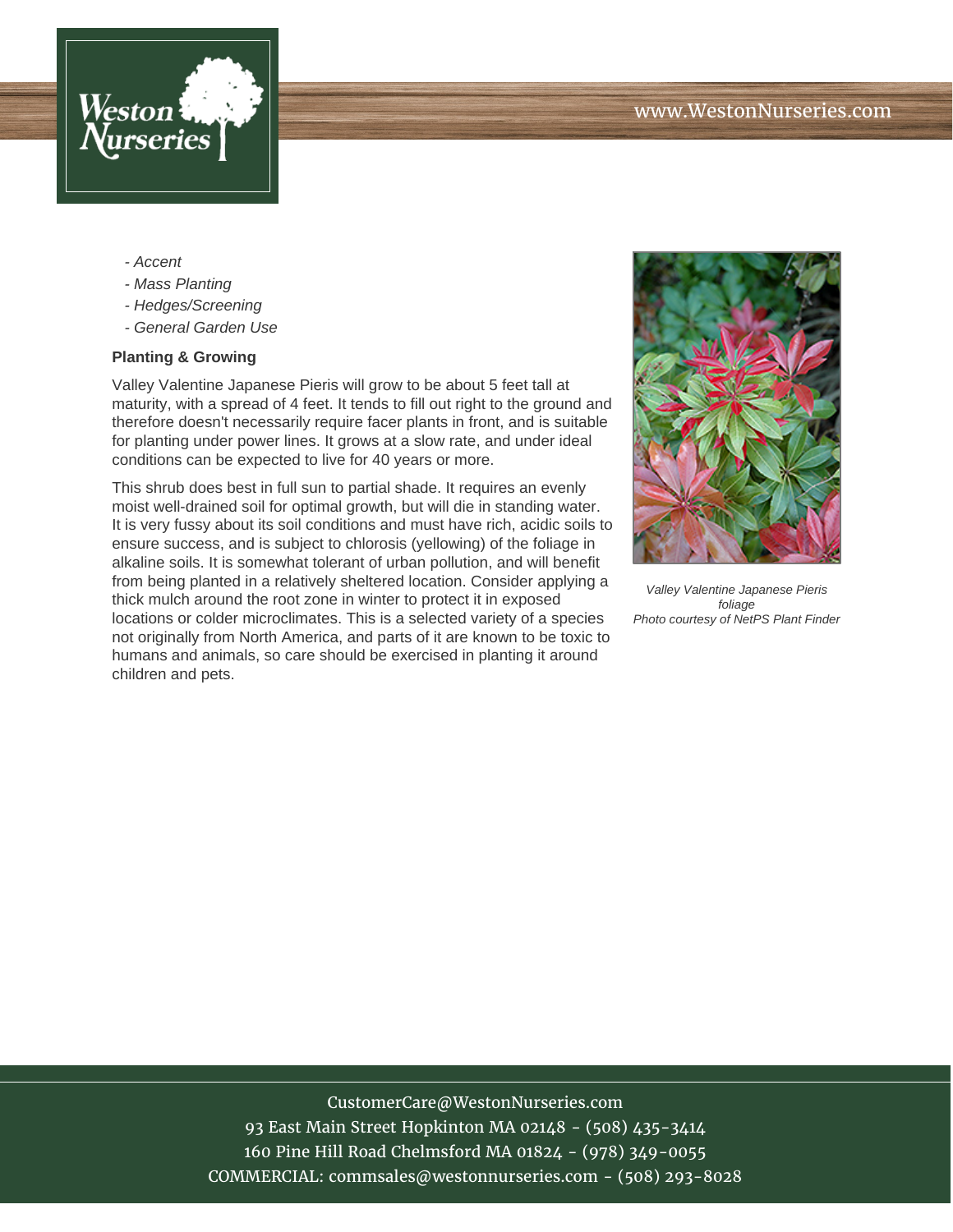- *Accent*
- *Mass Planting*
- *Hedges/Screening*
- *General Garden Use*

**Planting & Growing**

Valley Valentine Japanese Pieris will grow to be about 5 feet tall at maturity, with a spread of 4 feet. It tends to fill out right to the ground and therefore doesn't necessarily require facer plants in front, and is suitable for planting under power lines. It grows at a slow rate, and under ideal conditions can be expected to live for 40 years or more.

This shrub does best in full sun to partial shade. It requires an evenly moist well-drained soil for optimal growth, but will die in standing water. It is very fussy about its soil conditions and must have rich, acidic soils to ensure success, and is subject to chlorosis (yellowing) of the foliage in alkaline soils. It is somewhat tolerant of urban pollution, and will benefit from being planted in a relatively sheltered location. Consider applying a thick mulch around the root zone in winter to protect it in exposed locations or colder microclimates. This is a selected variety of a species not originally from North America, and parts of it are known to be toxic to humans and animals, so care should be exercised in planting it around children and pets.

*Valley Valentine Japanese Pieris foliage*
*Photo courtesy of NetPS Plant Finder*